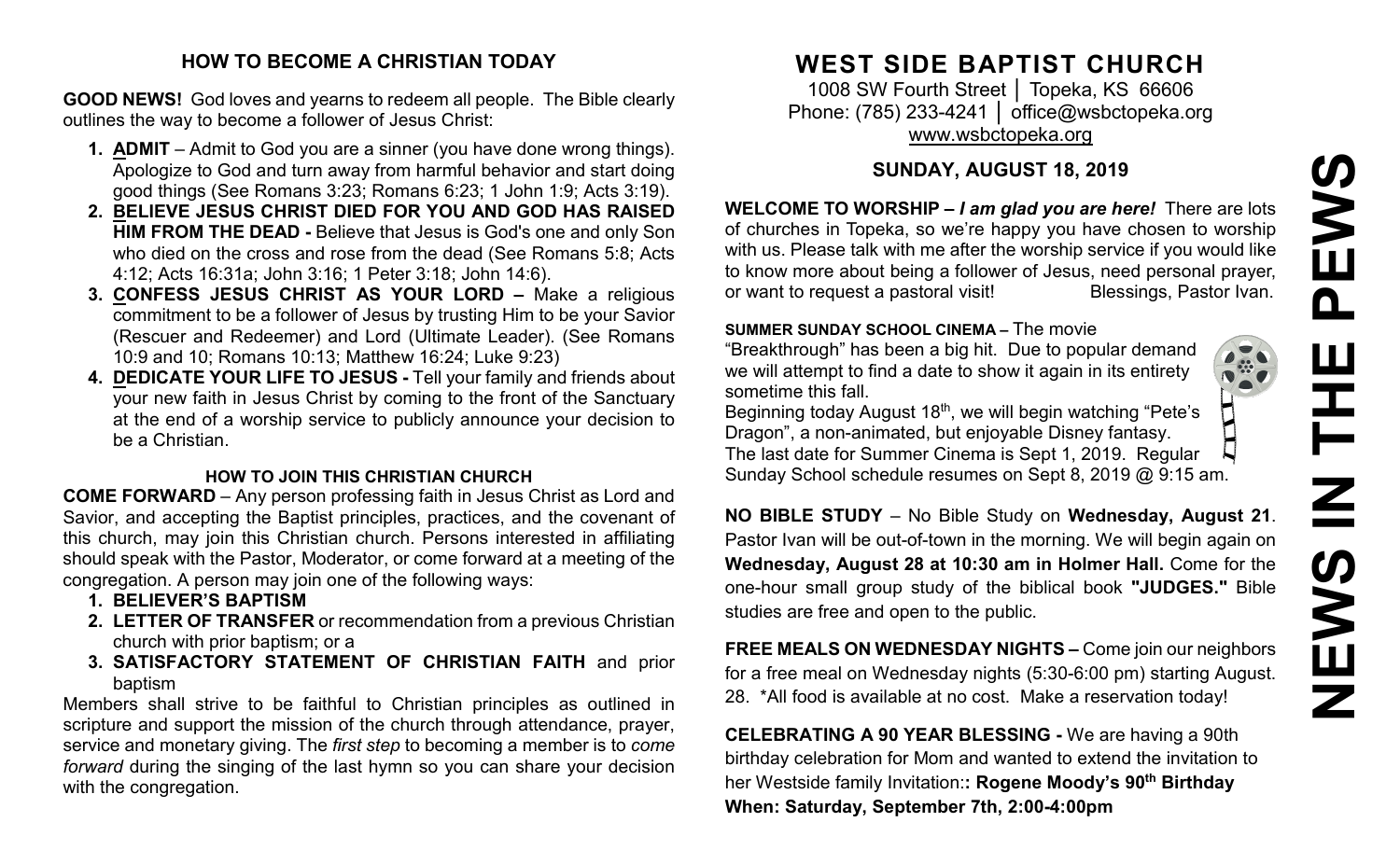## HOW TO BECOME A CHRISTIAN TODAY

**GOOD NEWS!** God loves and yearns to redeem all people. The Bible clearly outlines the way to become a follower of Jesus Christ:

1. **ADMIT** – Admit to God you are a sinner (you have done wrong things). Apologize to God and turn away from harmful behavior and start doing good things (See Romans 3:23; Romans 6:23; 1 John 1:9; Acts 3:19).
2. **BELIEVE JESUS CHRIST DIED FOR YOU AND GOD HAS RAISED HIM FROM THE DEAD -** Believe that Jesus is God's one and only Son who died on the cross and rose from the dead (See Romans 5:8; Acts 4:12; Acts 16:31a; John 3:16; 1 Peter 3:18; John 14:6).
3. **CONFESS JESUS CHRIST AS YOUR LORD –** Make a religious commitment to be a follower of Jesus by trusting Him to be your Savior (Rescuer and Redeemer) and Lord (Ultimate Leader). (See Romans 10:9 and 10; Romans 10:13; Matthew 16:24; Luke 9:23)
4. **DEDICATE YOUR LIFE TO JESUS -** Tell your family and friends about your new faith in Jesus Christ by coming to the front of the Sanctuary at the end of a worship service to publicly announce your decision to be a Christian.

### HOW TO JOIN THIS CHRISTIAN CHURCH

**COME FORWARD** – Any person professing faith in Jesus Christ as Lord and Savior, and accepting the Baptist principles, practices, and the covenant of this church, may join this Christian church. Persons interested in affiliating should speak with the Pastor, Moderator, or come forward at a meeting of the congregation. A person may join one of the following ways:

1. **BELIEVER'S BAPTISM**
2. **LETTER OF TRANSFER** or recommendation from a previous Christian church with prior baptism; or a
3. **SATISFACTORY STATEMENT OF CHRISTIAN FAITH** and prior baptism

Members shall strive to be faithful to Christian principles as outlined in scripture and support the mission of the church through attendance, prayer, service and monetary giving. The *first step* to becoming a member is to *come forward* during the singing of the last hymn so you can share your decision with the congregation.

# WEST SIDE BAPTIST CHURCH

1008 SW Fourth Street │ Topeka, KS 66606
Phone: (785) 233-4241 │ office@wsbctopeka.org
www.wsbctopeka.org

## SUNDAY, AUGUST 18, 2019

**WELCOME TO WORSHIP –** ***I am glad you are here!*** There are lots of churches in Topeka, so we're happy you have chosen to worship with us. Please talk with me after the worship service if you would like to know more about being a follower of Jesus, need personal prayer, or want to request a pastoral visit! Blessings, Pastor Ivan.

**SUMMER SUNDAY SCHOOL CINEMA –** The movie "Breakthrough" has been a big hit. Due to popular demand we will attempt to find a date to show it again in its entirety sometime this fall.
Beginning today August 18th, we will begin watching "Pete's Dragon", a non-animated, but enjoyable Disney fantasy. The last date for Summer Cinema is Sept 1, 2019. Regular Sunday School schedule resumes on Sept 8, 2019 @ 9:15 am.

**NO BIBLE STUDY** – No Bible Study on **Wednesday, August 21**. Pastor Ivan will be out-of-town in the morning. We will begin again on **Wednesday, August 28 at 10:30 am in Holmer Hall.** Come for the one-hour small group study of the biblical book **"JUDGES."** Bible studies are free and open to the public.

**FREE MEALS ON WEDNESDAY NIGHTS –** Come join our neighbors for a free meal on Wednesday nights (5:30-6:00 pm) starting August. 28. *All food is available at no cost. Make a reservation today!

**CELEBRATING A 90 YEAR BLESSING -** We are having a 90th birthday celebration for Mom and wanted to extend the invitation to her Westside family Invitation:**: Rogene Moody's 90th Birthday When: Saturday, September 7th, 2:00-4:00pm**

# NEWS IN THE PEWS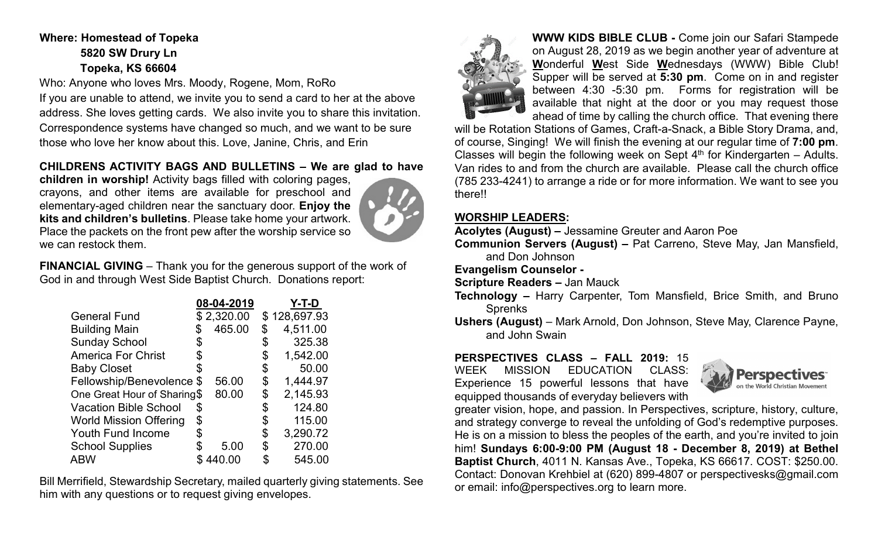**Where: Homestead of Topeka**
**5820 SW Drury Ln**
**Topeka, KS 66604**

Who: Anyone who loves Mrs. Moody, Rogene, Mom, RoRo

If you are unable to attend, we invite you to send a card to her at the above address. She loves getting cards. We also invite you to share this invitation. Correspondence systems have changed so much, and we want to be sure those who love her know about this. Love, Janine, Chris, and Erin

**CHILDRENS ACTIVITY BAGS AND BULLETINS – We are glad to have children in worship!** Activity bags filled with coloring pages, crayons, and other items are available for preschool and elementary-aged children near the sanctuary door. **Enjoy the kits and children's bulletins**. Please take home your artwork. Place the packets on the front pew after the worship service so we can restock them.

**FINANCIAL GIVING** – Thank you for the generous support of the work of God in and through West Side Baptist Church. Donations report:

| | 08-04-2019 | Y-T-D |
|---|---|---|
| General Fund | $ 2,320.00 | $ 128,697.93 |
| Building Main | $ 465.00 | $ 4,511.00 |
| Sunday School | $ | $ 325.38 |
| America For Christ | $ | $ 1,542.00 |
| Baby Closet | $ | $ 50.00 |
| Fellowship/Benevolence | $ 56.00 | $ 1,444.97 |
| One Great Hour of Sharing | $ 80.00 | $ 2,145.93 |
| Vacation Bible School | $ | $ 124.80 |
| World Mission Offering | $ | $ 115.00 |
| Youth Fund Income | $ | $ 3,290.72 |
| School Supplies | $ 5.00 | $ 270.00 |
| ABW | $ 440.00 | $ 545.00 |

Bill Merrifield, Stewardship Secretary, mailed quarterly giving statements. See him with any questions or to request giving envelopes.

**WWW KIDS BIBLE CLUB -** Come join our Safari Stampede on August 28, 2019 as we begin another year of adventure at **W**onderful **W**est Side **W**ednesdays (WWW) Bible Club! Supper will be served at **5:30 pm**. Come on in and register between 4:30 -5:30 pm. Forms for registration will be available that night at the door or you may request those ahead of time by calling the church office. That evening there will be Rotation Stations of Games, Craft-a-Snack, a Bible Story Drama, and, of course, Singing! We will finish the evening at our regular time of **7:00 pm**. Classes will begin the following week on Sept 4th for Kindergarten – Adults. Van rides to and from the church are available. Please call the church office (785 233-4241) to arrange a ride or for more information. We want to see you there!!

## WORSHIP LEADERS:

**Acolytes (August) –** Jessamine Greuter and Aaron Poe
**Communion Servers (August) –** Pat Carreno, Steve May, Jan Mansfield, and Don Johnson
**Evangelism Counselor -**
**Scripture Readers –** Jan Mauck
**Technology –** Harry Carpenter, Tom Mansfield, Brice Smith, and Bruno Sprenks
**Ushers (August)** – Mark Arnold, Don Johnson, Steve May, Clarence Payne, and John Swain

**PERSPECTIVES CLASS – FALL 2019:** 15 WEEK MISSION EDUCATION CLASS: Experience 15 powerful lessons that have equipped thousands of everyday believers with greater vision, hope, and passion. In Perspectives, scripture, history, culture, and strategy converge to reveal the unfolding of God's redemptive purposes. He is on a mission to bless the peoples of the earth, and you're invited to join him! **Sundays 6:00-9:00 PM (August 18 - December 8, 2019) at Bethel Baptist Church**, 4011 N. Kansas Ave., Topeka, KS 66617. COST: $250.00. Contact: Donovan Krehbiel at (620) 899-4807 or perspectivesks@gmail.com or email: info@perspectives.org to learn more.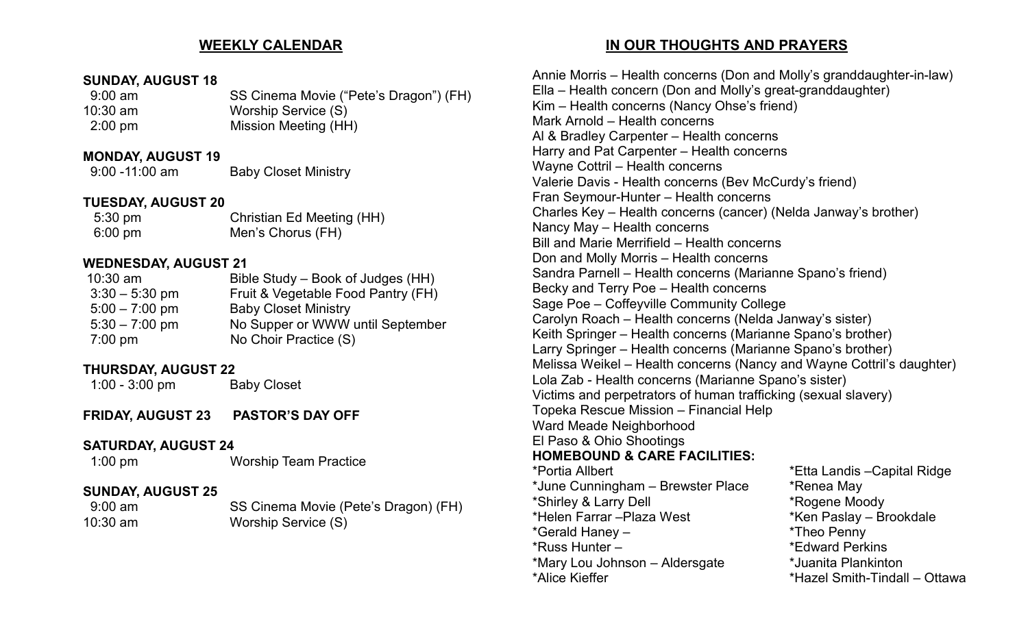## WEEKLY CALENDAR

**SUNDAY, AUGUST 18**

| | |
|---|---|
| 9:00 am | SS Cinema Movie ("Pete's Dragon") (FH) |
| 10:30 am | Worship Service (S) |
| 2:00 pm | Mission Meeting (HH) |

**MONDAY, AUGUST 19**

| | |
|---|---|
| 9:00 -11:00 am | Baby Closet Ministry |

**TUESDAY, AUGUST 20**

| | |
|---|---|
| 5:30 pm | Christian Ed Meeting (HH) |
| 6:00 pm | Men's Chorus (FH) |

**WEDNESDAY, AUGUST 21**

| | |
|---|---|
| 10:30 am | Bible Study – Book of Judges (HH) |
| 3:30 – 5:30 pm | Fruit & Vegetable Food Pantry (FH) |
| 5:00 – 7:00 pm | Baby Closet Ministry |
| 5:30 – 7:00 pm | No Supper or WWW until September |
| 7:00 pm | No Choir Practice (S) |

**THURSDAY, AUGUST 22**

| | |
|---|---|
| 1:00 - 3:00 pm | Baby Closet |

**FRIDAY, AUGUST 23 PASTOR'S DAY OFF**

**SATURDAY, AUGUST 24**

| | |
|---|---|
| 1:00 pm | Worship Team Practice |

**SUNDAY, AUGUST 25**

| | |
|---|---|
| 9:00 am | SS Cinema Movie (Pete's Dragon) (FH) |
| 10:30 am | Worship Service (S) |

## IN OUR THOUGHTS AND PRAYERS

Annie Morris – Health concerns (Don and Molly's granddaughter-in-law)
Ella – Health concern (Don and Molly's great-granddaughter)
Kim – Health concerns (Nancy Ohse's friend)
Mark Arnold – Health concerns
Al & Bradley Carpenter – Health concerns
Harry and Pat Carpenter – Health concerns
Wayne Cottril – Health concerns
Valerie Davis - Health concerns (Bev McCurdy's friend)
Fran Seymour-Hunter – Health concerns
Charles Key – Health concerns (cancer) (Nelda Janway's brother)
Nancy May – Health concerns
Bill and Marie Merrifield – Health concerns
Don and Molly Morris – Health concerns
Sandra Parnell – Health concerns (Marianne Spano's friend)
Becky and Terry Poe – Health concerns
Sage Poe – Coffeyville Community College
Carolyn Roach – Health concerns (Nelda Janway's sister)
Keith Springer – Health concerns (Marianne Spano's brother)
Larry Springer – Health concerns (Marianne Spano's brother)
Melissa Weikel – Health concerns (Nancy and Wayne Cottril's daughter)
Lola Zab - Health concerns (Marianne Spano's sister)
Victims and perpetrators of human trafficking (sexual slavery)
Topeka Rescue Mission – Financial Help
Ward Meade Neighborhood
El Paso & Ohio Shootings

**HOMEBOUND & CARE FACILITIES:**

*Portia Allbert
*June Cunningham – Brewster Place
*Shirley & Larry Dell
*Helen Farrar –Plaza West
*Gerald Haney –
*Russ Hunter –
*Mary Lou Johnson – Aldersgate
*Alice Kieffer
*Etta Landis –Capital Ridge
*Renea May
*Rogene Moody
*Ken Paslay – Brookdale
*Theo Penny
*Edward Perkins
*Juanita Plankinton
*Hazel Smith-Tindall – Ottawa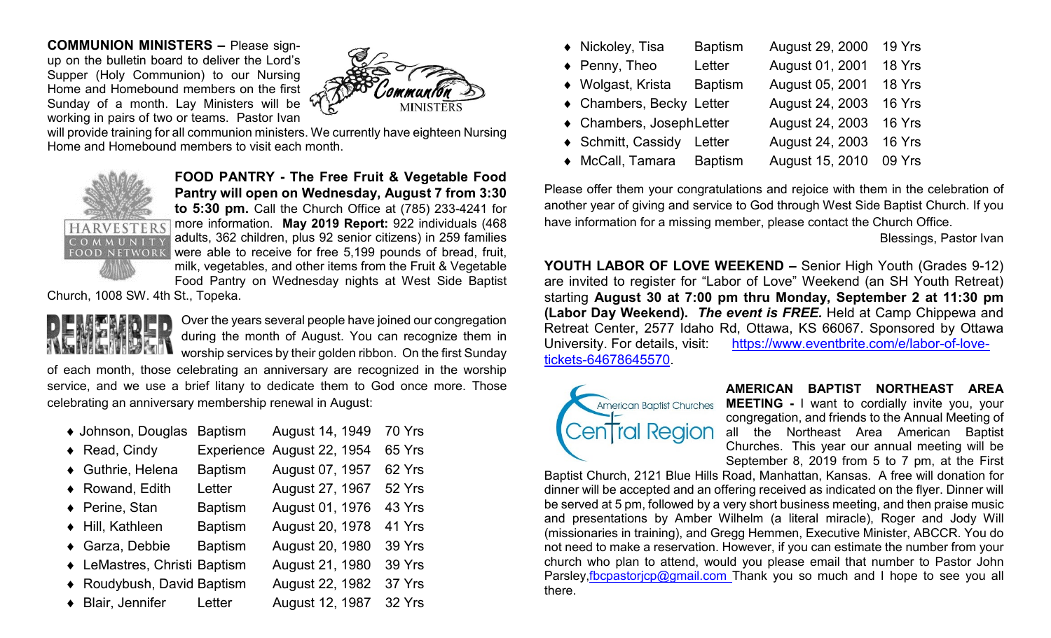**COMMUNION MINISTERS –** Please sign-up on the bulletin board to deliver the Lord's Supper (Holy Communion) to our Nursing Home and Homebound members on the first Sunday of a month. Lay Ministers will be working in pairs of two or teams. Pastor Ivan will provide training for all communion ministers. We currently have eighteen Nursing Home and Homebound members to visit each month.

**FOOD PANTRY - The Free Fruit & Vegetable Food Pantry will open on Wednesday, August 7 from 3:30 to 5:30 pm.** Call the Church Office at (785) 233-4241 for more information. **May 2019 Report:** 922 individuals (468 adults, 362 children, plus 92 senior citizens) in 259 families were able to receive for free 5,199 pounds of bread, fruit, milk, vegetables, and other items from the Fruit & Vegetable Food Pantry on Wednesday nights at West Side Baptist Church, 1008 SW. 4th St., Topeka.

Over the years several people have joined our congregation during the month of August. You can recognize them in worship services by their golden ribbon. On the first Sunday of each month, those celebrating an anniversary are recognized in the worship service, and we use a brief litany to dedicate them to God once more. Those celebrating an anniversary membership renewal in August:

| | | | |
|---|---|---|---|
| ♦ Johnson, Douglas | Baptism | August 14, 1949 | 70 Yrs |
| ♦ Read, Cindy | Experience | August 22, 1954 | 65 Yrs |
| ♦ Guthrie, Helena | Baptism | August 07, 1957 | 62 Yrs |
| ♦ Rowand, Edith | Letter | August 27, 1967 | 52 Yrs |
| ♦ Perine, Stan | Baptism | August 01, 1976 | 43 Yrs |
| ♦ Hill, Kathleen | Baptism | August 20, 1978 | 41 Yrs |
| ♦ Garza, Debbie | Baptism | August 20, 1980 | 39 Yrs |
| ♦ LeMastres, Christi | Baptism | August 21, 1980 | 39 Yrs |
| ♦ Roudybush, David | Baptism | August 22, 1982 | 37 Yrs |
| ♦ Blair, Jennifer | Letter | August 12, 1987 | 32 Yrs |
| ♦ Nickoley, Tisa | Baptism | August 29, 2000 | 19 Yrs |
| ♦ Penny, Theo | Letter | August 01, 2001 | 18 Yrs |
| ♦ Wolgast, Krista | Baptism | August 05, 2001 | 18 Yrs |
| ♦ Chambers, Becky | Letter | August 24, 2003 | 16 Yrs |
| ♦ Chambers, Joseph | Letter | August 24, 2003 | 16 Yrs |
| ♦ Schmitt, Cassidy | Letter | August 24, 2003 | 16 Yrs |
| ♦ McCall, Tamara | Baptism | August 15, 2010 | 09 Yrs |

Please offer them your congratulations and rejoice with them in the celebration of another year of giving and service to God through West Side Baptist Church. If you have information for a missing member, please contact the Church Office.

Blessings, Pastor Ivan

**YOUTH LABOR OF LOVE WEEKEND –** Senior High Youth (Grades 9-12) are invited to register for "Labor of Love" Weekend (an SH Youth Retreat) starting **August 30 at 7:00 pm thru Monday, September 2 at 11:30 pm (Labor Day Weekend).** ***The event is FREE.*** Held at Camp Chippewa and Retreat Center, 2577 Idaho Rd, Ottawa, KS 66067. Sponsored by Ottawa University. For details, visit: https://www.eventbrite.com/e/labor-of-love-tickets-64678645570.

**AMERICAN BAPTIST NORTHEAST AREA MEETING -** I want to cordially invite you, your congregation, and friends to the Annual Meeting of all the Northeast Area American Baptist Churches. This year our annual meeting will be September 8, 2019 from 5 to 7 pm, at the First Baptist Church, 2121 Blue Hills Road, Manhattan, Kansas. A free will donation for dinner will be accepted and an offering received as indicated on the flyer. Dinner will be served at 5 pm, followed by a very short business meeting, and then praise music and presentations by Amber Wilhelm (a literal miracle), Roger and Jody Will (missionaries in training), and Gregg Hemmen, Executive Minister, ABCCR. You do not need to make a reservation. However, if you can estimate the number from your church who plan to attend, would you please email that number to Pastor John Parsley,fbcpastorjcp@gmail.com Thank you so much and I hope to see you all there.